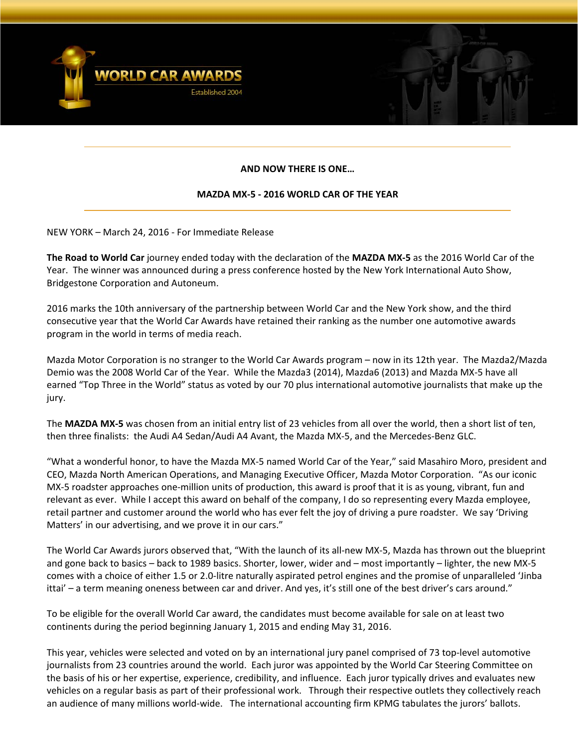WORLD CAR AWARDS

Established 2004

**AND NOW THERE IS ONE…**

**MAZDA MX-5 - 2016 WORLD CAR OF THE YEAR**

NEW YORK – March 24, 2016 - For Immediate Release

**The Road to World Car** journey ended today with the declaration of the **MAZDA MX-5** as the 2016 World Car of the Year. The winner was announced during a press conference hosted by the New York International Auto Show, Bridgestone Corporation and Autoneum.

2016 marks the 10th anniversary of the partnership between World Car and the New York show, and the third consecutive year that the World Car Awards have retained their ranking as the number one automotive awards program in the world in terms of media reach.

Mazda Motor Corporation is no stranger to the World Car Awards program – now in its 12th year. The Mazda2/Mazda Demio was the 2008 World Car of the Year. While the Mazda3 (2014), Mazda6 (2013) and Mazda MX-5 have all earned "Top Three in the World" status as voted by our 70 plus international automotive journalists that make up the jury.

The **MAZDA MX-5** was chosen from an initial entry list of 23 vehicles from all over the world, then a short list of ten, then three finalists: the Audi A4 Sedan/Audi A4 Avant, the Mazda MX-5, and the Mercedes-Benz GLC.

"What a wonderful honor, to have the Mazda MX-5 named World Car of the Year," said Masahiro Moro, president and CEO, Mazda North American Operations, and Managing Executive Officer, Mazda Motor Corporation. "As our iconic MX-5 roadster approaches one-million units of production, this award is proof that it is as young, vibrant, fun and relevant as ever. While I accept this award on behalf of the company, I do so representing every Mazda employee, retail partner and customer around the world who has ever felt the joy of driving a pure roadster. We say 'Driving Matters' in our advertising, and we prove it in our cars."

The World Car Awards jurors observed that, "With the launch of its all-new MX-5, Mazda has thrown out the blueprint and gone back to basics – back to 1989 basics. Shorter, lower, wider and – most importantly – lighter, the new MX-5 comes with a choice of either 1.5 or 2.0-litre naturally aspirated petrol engines and the promise of unparalleled 'Jinba ittai' – a term meaning oneness between car and driver. And yes, it's still one of the best driver's cars around."

To be eligible for the overall World Car award, the candidates must become available for sale on at least two continents during the period beginning January 1, 2015 and ending May 31, 2016.

This year, vehicles were selected and voted on by an international jury panel comprised of 73 top-level automotive journalists from 23 countries around the world. Each juror was appointed by the World Car Steering Committee on the basis of his or her expertise, experience, credibility, and influence. Each juror typically drives and evaluates new vehicles on a regular basis as part of their professional work. Through their respective outlets they collectively reach an audience of many millions world-wide. The international accounting firm KPMG tabulates the jurors' ballots.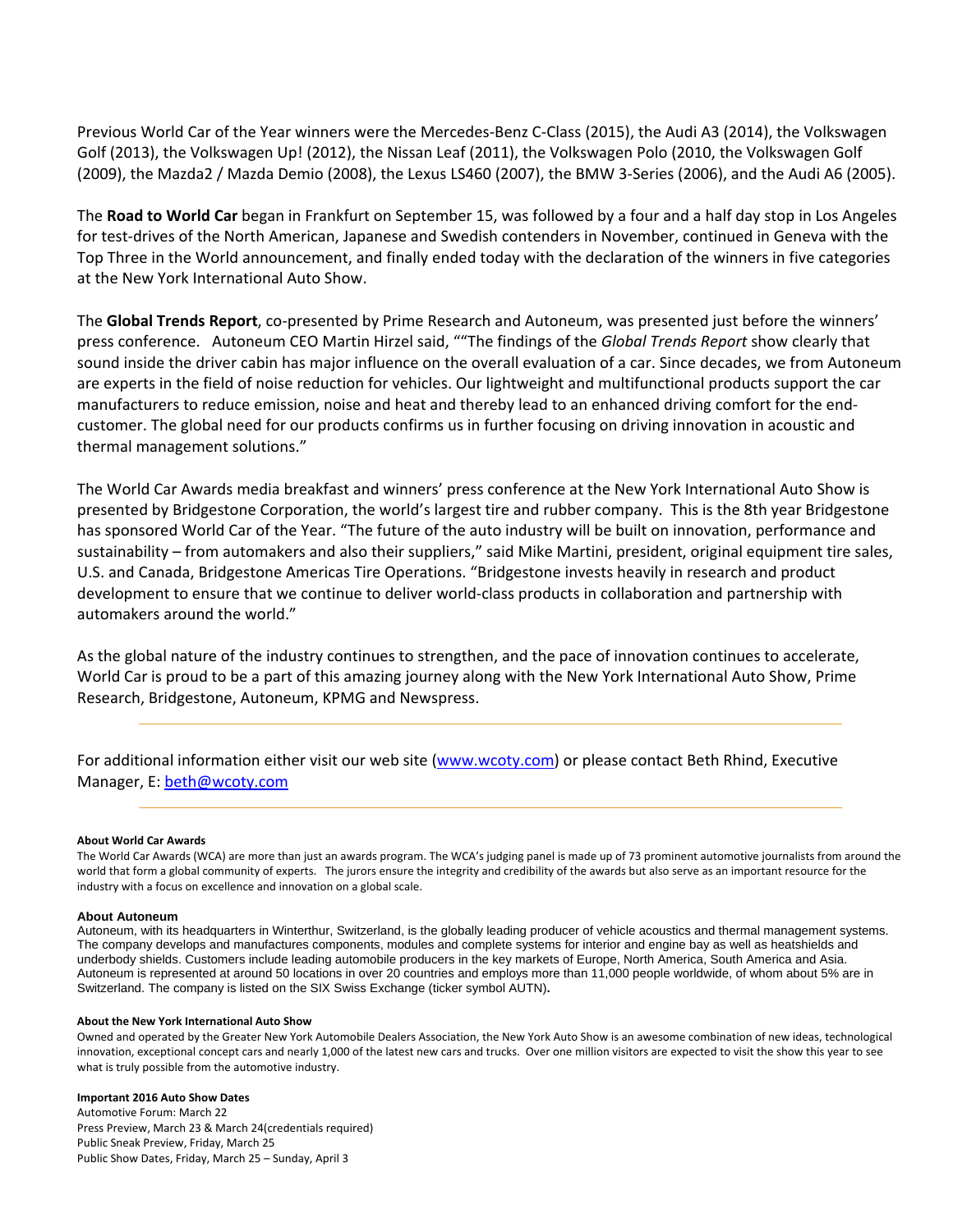Previous World Car of the Year winners were the Mercedes-Benz C-Class (2015), the Audi A3 (2014), the Volkswagen Golf (2013), the Volkswagen Up! (2012), the Nissan Leaf (2011), the Volkswagen Polo (2010, the Volkswagen Golf (2009), the Mazda2 / Mazda Demio (2008), the Lexus LS460 (2007), the BMW 3-Series (2006), and the Audi A6 (2005).

The **Road to World Car** began in Frankfurt on September 15, was followed by a four and a half day stop in Los Angeles for test-drives of the North American, Japanese and Swedish contenders in November, continued in Geneva with the Top Three in the World announcement, and finally ended today with the declaration of the winners in five categories at the New York International Auto Show.

The **Global Trends Report**, co-presented by Prime Research and Autoneum, was presented just before the winners' press conference. Autoneum CEO Martin Hirzel said, ""The findings of the *Global Trends Report* show clearly that sound inside the driver cabin has major influence on the overall evaluation of a car. Since decades, we from Autoneum are experts in the field of noise reduction for vehicles. Our lightweight and multifunctional products support the car manufacturers to reduce emission, noise and heat and thereby lead to an enhanced driving comfort for the end-customer. The global need for our products confirms us in further focusing on driving innovation in acoustic and thermal management solutions."

The World Car Awards media breakfast and winners' press conference at the New York International Auto Show is presented by Bridgestone Corporation, the world's largest tire and rubber company. This is the 8th year Bridgestone has sponsored World Car of the Year. "The future of the auto industry will be built on innovation, performance and sustainability – from automakers and also their suppliers," said Mike Martini, president, original equipment tire sales, U.S. and Canada, Bridgestone Americas Tire Operations. "Bridgestone invests heavily in research and product development to ensure that we continue to deliver world-class products in collaboration and partnership with automakers around the world."

As the global nature of the industry continues to strengthen, and the pace of innovation continues to accelerate, World Car is proud to be a part of this amazing journey along with the New York International Auto Show, Prime Research, Bridgestone, Autoneum, KPMG and Newspress.

---

For additional information either visit our web site (www.wcoty.com) or please contact Beth Rhind, Executive Manager, E: beth@wcoty.com

---

**About World Car Awards**

The World Car Awards (WCA) are more than just an awards program. The WCA's judging panel is made up of 73 prominent automotive journalists from around the world that form a global community of experts. The jurors ensure the integrity and credibility of the awards but also serve as an important resource for the industry with a focus on excellence and innovation on a global scale.

**About Autoneum**

Autoneum, with its headquarters in Winterthur, Switzerland, is the globally leading producer of vehicle acoustics and thermal management systems. The company develops and manufactures components, modules and complete systems for interior and engine bay as well as heatshields and underbody shields. Customers include leading automobile producers in the key markets of Europe, North America, South America and Asia. Autoneum is represented at around 50 locations in over 20 countries and employs more than 11,000 people worldwide, of whom about 5% are in Switzerland. The company is listed on the SIX Swiss Exchange (ticker symbol AUTN).

**About the New York International Auto Show**

Owned and operated by the Greater New York Automobile Dealers Association, the New York Auto Show is an awesome combination of new ideas, technological innovation, exceptional concept cars and nearly 1,000 of the latest new cars and trucks. Over one million visitors are expected to visit the show this year to see what is truly possible from the automotive industry.

**Important 2016 Auto Show Dates**

Automotive Forum: March 22
Press Preview, March 23 & March 24(credentials required)
Public Sneak Preview, Friday, March 25
Public Show Dates, Friday, March 25 – Sunday, April 3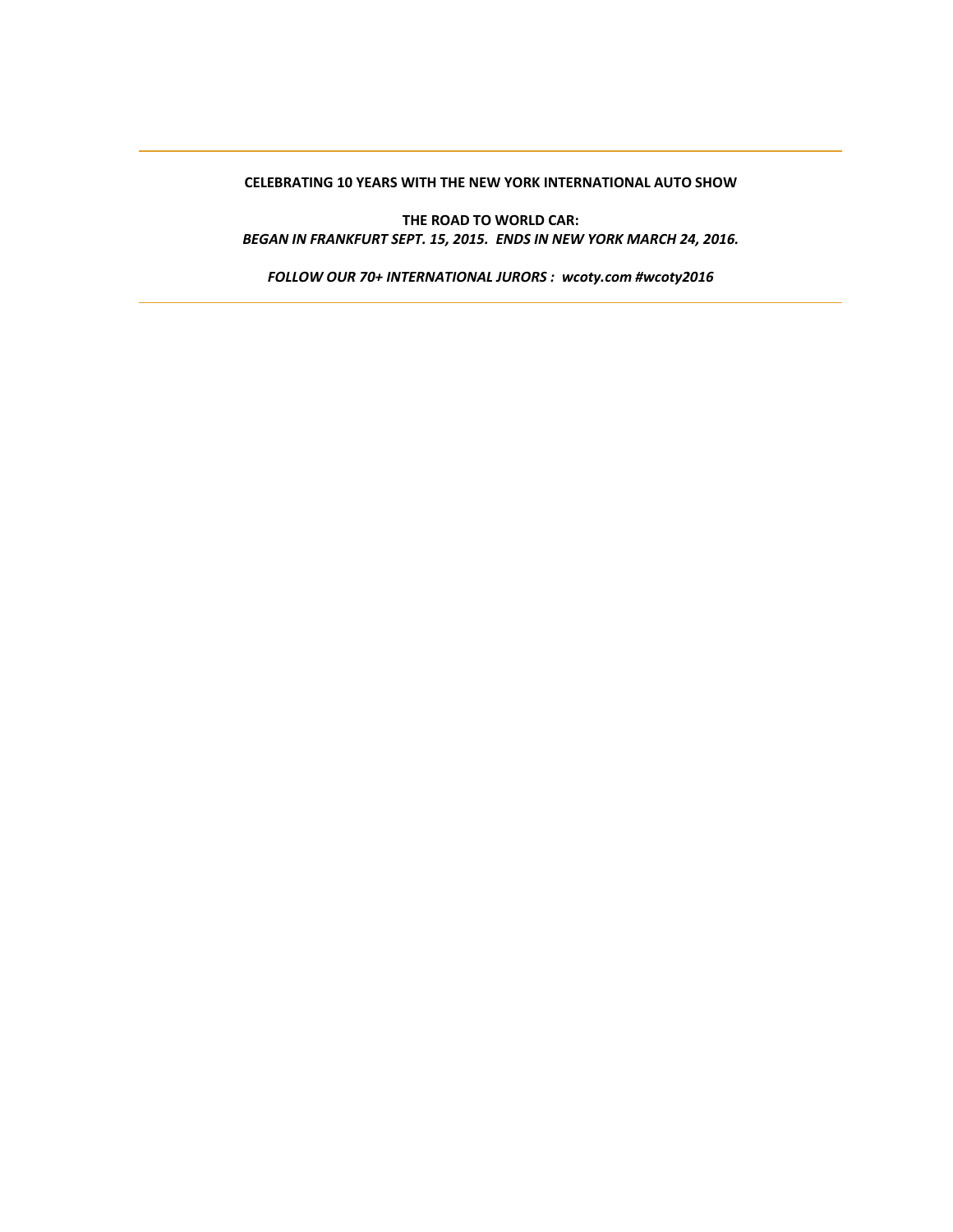---

**CELEBRATING 10 YEARS WITH THE NEW YORK INTERNATIONAL AUTO SHOW**

**THE ROAD TO WORLD CAR:**
***BEGAN IN FRANKFURT SEPT. 15, 2015. ENDS IN NEW YORK MARCH 24, 2016.***

***FOLLOW OUR 70+ INTERNATIONAL JURORS : wcoty.com #wcoty2016***

---